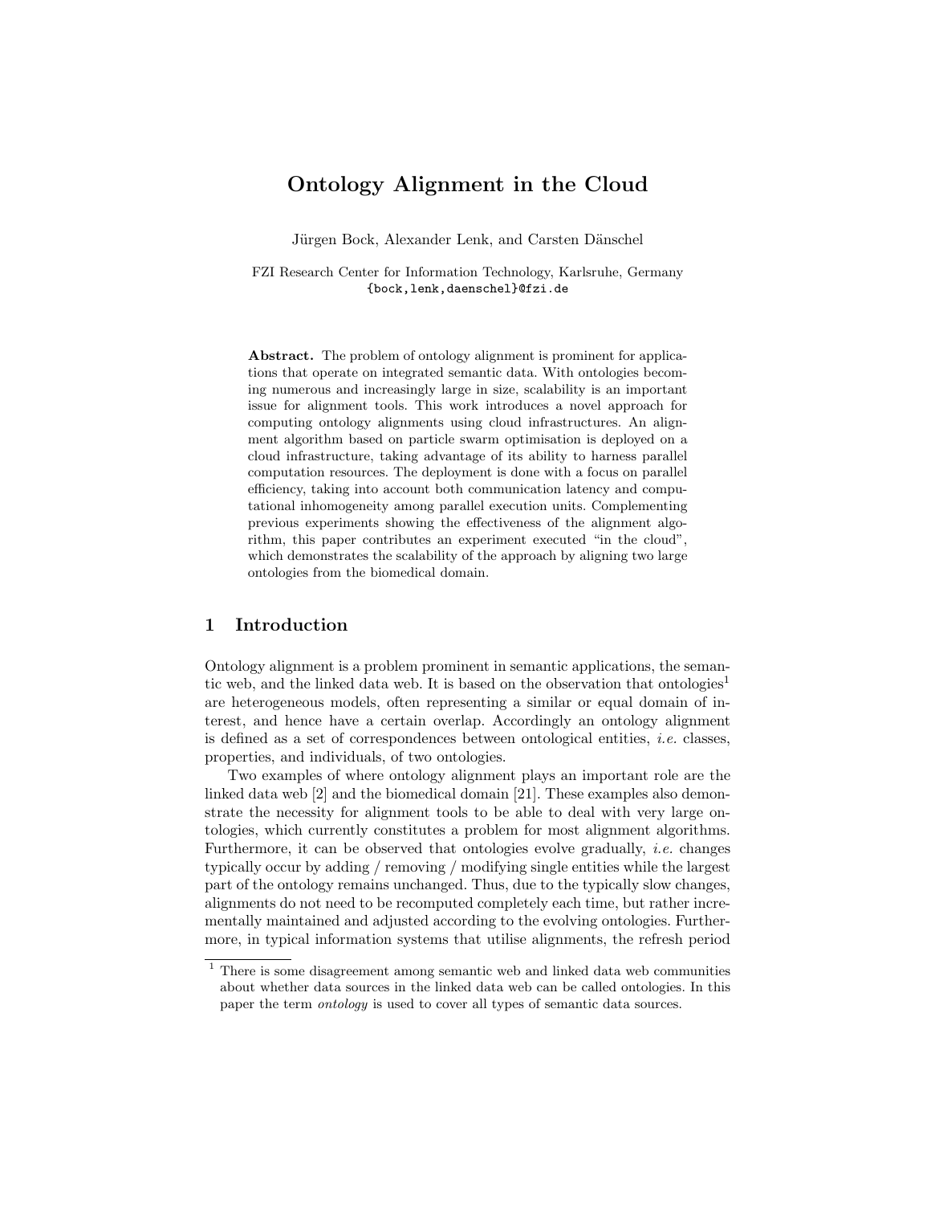# Ontology Alignment in the Cloud

Jürgen Bock, Alexander Lenk, and Carsten Dänschel

FZI Research Center for Information Technology, Karlsruhe, Germany
{bock,lenk,daenschel}@fzi.de

**Abstract.** The problem of ontology alignment is prominent for applications that operate on integrated semantic data. With ontologies becoming numerous and increasingly large in size, scalability is an important issue for alignment tools. This work introduces a novel approach for computing ontology alignments using cloud infrastructures. An alignment algorithm based on particle swarm optimisation is deployed on a cloud infrastructure, taking advantage of its ability to harness parallel computation resources. The deployment is done with a focus on parallel efficiency, taking into account both communication latency and computational inhomogeneity among parallel execution units. Complementing previous experiments showing the effectiveness of the alignment algorithm, this paper contributes an experiment executed "in the cloud", which demonstrates the scalability of the approach by aligning two large ontologies from the biomedical domain.

## 1 Introduction

Ontology alignment is a problem prominent in semantic applications, the semantic web, and the linked data web. It is based on the observation that ontologies[1] are heterogeneous models, often representing a similar or equal domain of interest, and hence have a certain overlap. Accordingly an ontology alignment is defined as a set of correspondences between ontological entities, *i.e.* classes, properties, and individuals, of two ontologies.

Two examples of where ontology alignment plays an important role are the linked data web [2] and the biomedical domain [21]. These examples also demonstrate the necessity for alignment tools to be able to deal with very large ontologies, which currently constitutes a problem for most alignment algorithms. Furthermore, it can be observed that ontologies evolve gradually, *i.e.* changes typically occur by adding / removing / modifying single entities while the largest part of the ontology remains unchanged. Thus, due to the typically slow changes, alignments do not need to be recomputed completely each time, but rather incrementally maintained and adjusted according to the evolving ontologies. Furthermore, in typical information systems that utilise alignments, the refresh period

[1] There is some disagreement among semantic web and linked data web communities about whether data sources in the linked data web can be called ontologies. In this paper the term *ontology* is used to cover all types of semantic data sources.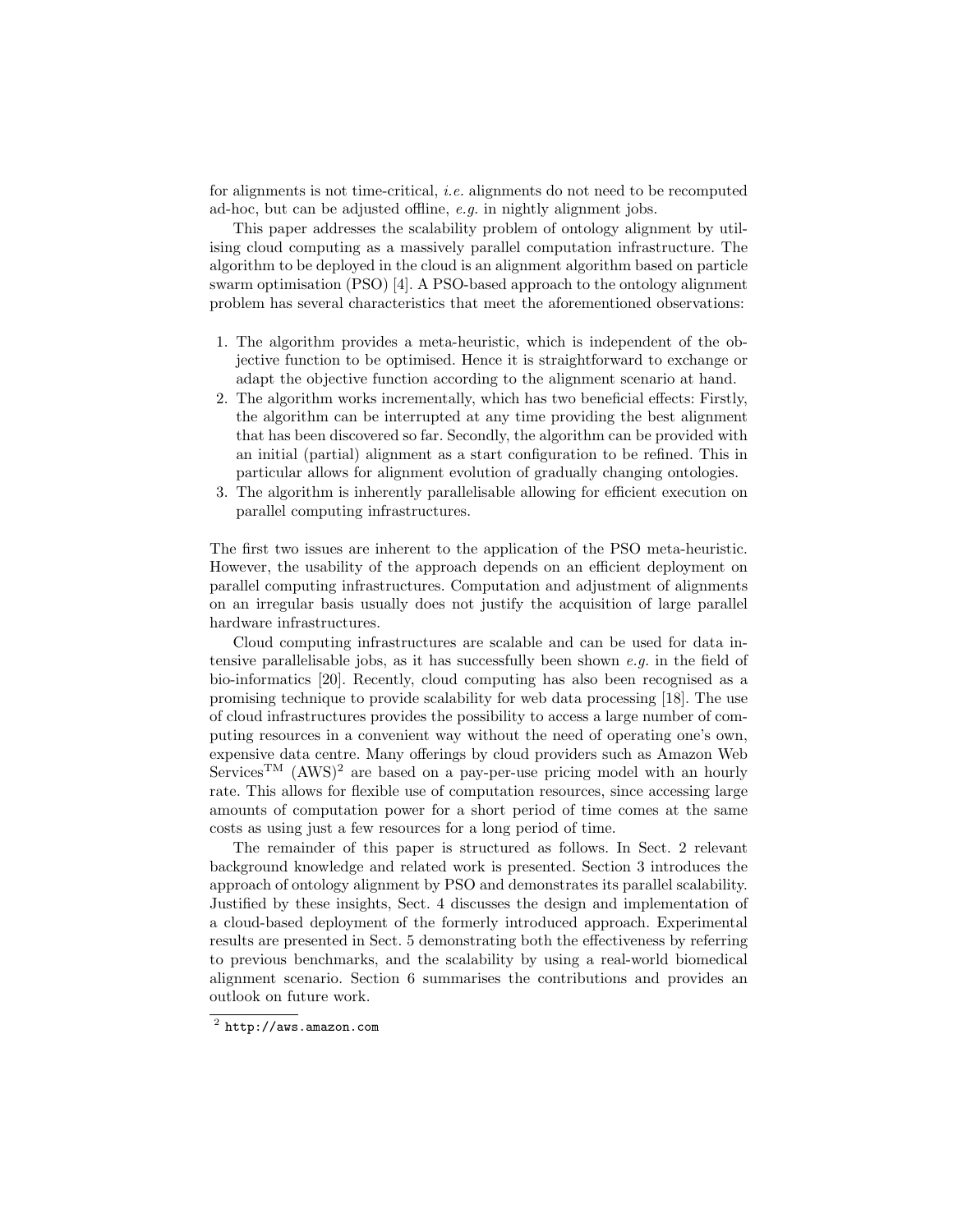for alignments is not time-critical, *i.e.* alignments do not need to be recomputed ad-hoc, but can be adjusted offline, *e.g.* in nightly alignment jobs.

This paper addresses the scalability problem of ontology alignment by utilising cloud computing as a massively parallel computation infrastructure. The algorithm to be deployed in the cloud is an alignment algorithm based on particle swarm optimisation (PSO) [4]. A PSO-based approach to the ontology alignment problem has several characteristics that meet the aforementioned observations:

1. The algorithm provides a meta-heuristic, which is independent of the objective function to be optimised. Hence it is straightforward to exchange or adapt the objective function according to the alignment scenario at hand.
2. The algorithm works incrementally, which has two beneficial effects: Firstly, the algorithm can be interrupted at any time providing the best alignment that has been discovered so far. Secondly, the algorithm can be provided with an initial (partial) alignment as a start configuration to be refined. This in particular allows for alignment evolution of gradually changing ontologies.
3. The algorithm is inherently parallelisable allowing for efficient execution on parallel computing infrastructures.

The first two issues are inherent to the application of the PSO meta-heuristic. However, the usability of the approach depends on an efficient deployment on parallel computing infrastructures. Computation and adjustment of alignments on an irregular basis usually does not justify the acquisition of large parallel hardware infrastructures.

Cloud computing infrastructures are scalable and can be used for data intensive parallelisable jobs, as it has successfully been shown *e.g.* in the field of bio-informatics [20]. Recently, cloud computing has also been recognised as a promising technique to provide scalability for web data processing [18]. The use of cloud infrastructures provides the possibility to access a large number of computing resources in a convenient way without the need of operating one's own, expensive data centre. Many offerings by cloud providers such as Amazon Web Services™ (AWS)[2] are based on a pay-per-use pricing model with an hourly rate. This allows for flexible use of computation resources, since accessing large amounts of computation power for a short period of time comes at the same costs as using just a few resources for a long period of time.

The remainder of this paper is structured as follows. In Sect. 2 relevant background knowledge and related work is presented. Section 3 introduces the approach of ontology alignment by PSO and demonstrates its parallel scalability. Justified by these insights, Sect. 4 discusses the design and implementation of a cloud-based deployment of the formerly introduced approach. Experimental results are presented in Sect. 5 demonstrating both the effectiveness by referring to previous benchmarks, and the scalability by using a real-world biomedical alignment scenario. Section 6 summarises the contributions and provides an outlook on future work.

[2] http://aws.amazon.com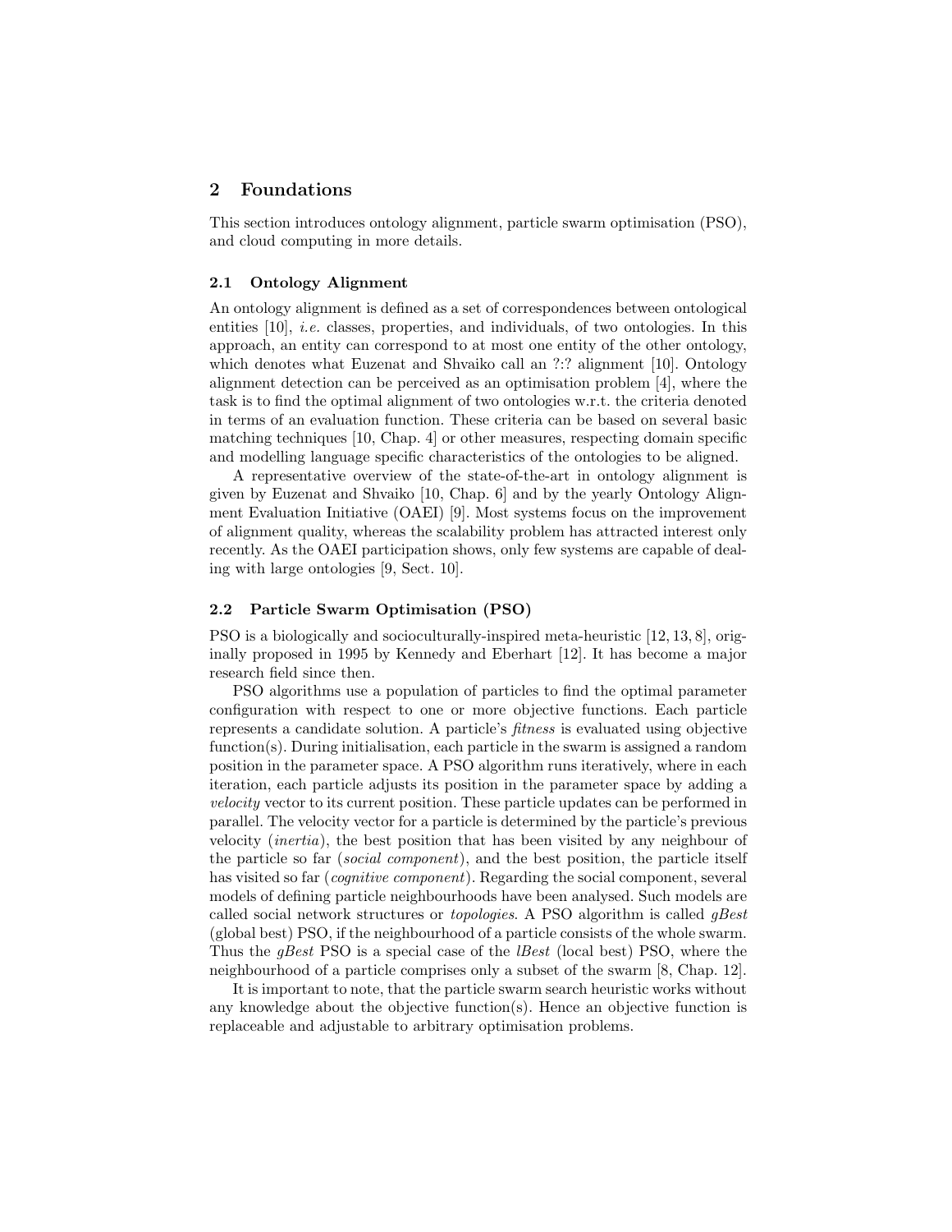## 2 Foundations

This section introduces ontology alignment, particle swarm optimisation (PSO), and cloud computing in more details.

### 2.1 Ontology Alignment

An ontology alignment is defined as a set of correspondences between ontological entities [10], *i.e.* classes, properties, and individuals, of two ontologies. In this approach, an entity can correspond to at most one entity of the other ontology, which denotes what Euzenat and Shvaiko call an ?:? alignment [10]. Ontology alignment detection can be perceived as an optimisation problem [4], where the task is to find the optimal alignment of two ontologies w.r.t. the criteria denoted in terms of an evaluation function. These criteria can be based on several basic matching techniques [10, Chap. 4] or other measures, respecting domain specific and modelling language specific characteristics of the ontologies to be aligned.

A representative overview of the state-of-the-art in ontology alignment is given by Euzenat and Shvaiko [10, Chap. 6] and by the yearly Ontology Alignment Evaluation Initiative (OAEI) [9]. Most systems focus on the improvement of alignment quality, whereas the scalability problem has attracted interest only recently. As the OAEI participation shows, only few systems are capable of dealing with large ontologies [9, Sect. 10].

### 2.2 Particle Swarm Optimisation (PSO)

PSO is a biologically and socioculturally-inspired meta-heuristic [12, 13, 8], originally proposed in 1995 by Kennedy and Eberhart [12]. It has become a major research field since then.

PSO algorithms use a population of particles to find the optimal parameter configuration with respect to one or more objective functions. Each particle represents a candidate solution. A particle's *fitness* is evaluated using objective function(s). During initialisation, each particle in the swarm is assigned a random position in the parameter space. A PSO algorithm runs iteratively, where in each iteration, each particle adjusts its position in the parameter space by adding a *velocity* vector to its current position. These particle updates can be performed in parallel. The velocity vector for a particle is determined by the particle's previous velocity (*inertia*), the best position that has been visited by any neighbour of the particle so far (*social component*), and the best position, the particle itself has visited so far (*cognitive component*). Regarding the social component, several models of defining particle neighbourhoods have been analysed. Such models are called social network structures or *topologies*. A PSO algorithm is called *gBest* (global best) PSO, if the neighbourhood of a particle consists of the whole swarm. Thus the *gBest* PSO is a special case of the *lBest* (local best) PSO, where the neighbourhood of a particle comprises only a subset of the swarm [8, Chap. 12].

It is important to note, that the particle swarm search heuristic works without any knowledge about the objective function(s). Hence an objective function is replaceable and adjustable to arbitrary optimisation problems.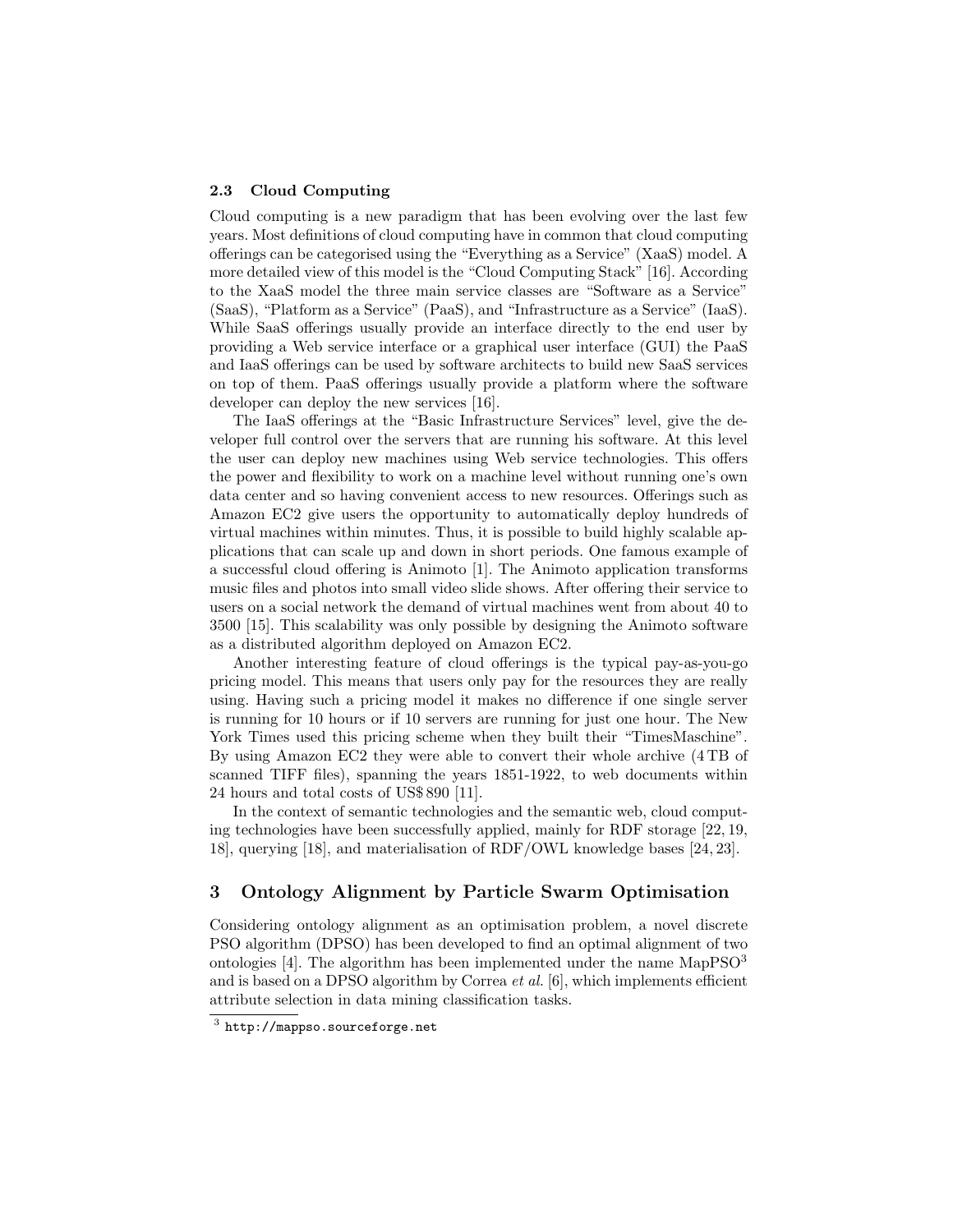### 2.3 Cloud Computing

Cloud computing is a new paradigm that has been evolving over the last few years. Most definitions of cloud computing have in common that cloud computing offerings can be categorised using the "Everything as a Service" (XaaS) model. A more detailed view of this model is the "Cloud Computing Stack" [16]. According to the XaaS model the three main service classes are "Software as a Service" (SaaS), "Platform as a Service" (PaaS), and "Infrastructure as a Service" (IaaS). While SaaS offerings usually provide an interface directly to the end user by providing a Web service interface or a graphical user interface (GUI) the PaaS and IaaS offerings can be used by software architects to build new SaaS services on top of them. PaaS offerings usually provide a platform where the software developer can deploy the new services [16].

The IaaS offerings at the "Basic Infrastructure Services" level, give the developer full control over the servers that are running his software. At this level the user can deploy new machines using Web service technologies. This offers the power and flexibility to work on a machine level without running one's own data center and so having convenient access to new resources. Offerings such as Amazon EC2 give users the opportunity to automatically deploy hundreds of virtual machines within minutes. Thus, it is possible to build highly scalable applications that can scale up and down in short periods. One famous example of a successful cloud offering is Animoto [1]. The Animoto application transforms music files and photos into small video slide shows. After offering their service to users on a social network the demand of virtual machines went from about 40 to 3500 [15]. This scalability was only possible by designing the Animoto software as a distributed algorithm deployed on Amazon EC2.

Another interesting feature of cloud offerings is the typical pay-as-you-go pricing model. This means that users only pay for the resources they are really using. Having such a pricing model it makes no difference if one single server is running for 10 hours or if 10 servers are running for just one hour. The New York Times used this pricing scheme when they built their "TimesMaschine". By using Amazon EC2 they were able to convert their whole archive (4 TB of scanned TIFF files), spanning the years 1851-1922, to web documents within 24 hours and total costs of US$ 890 [11].

In the context of semantic technologies and the semantic web, cloud computing technologies have been successfully applied, mainly for RDF storage [22, 19, 18], querying [18], and materialisation of RDF/OWL knowledge bases [24, 23].

## 3 Ontology Alignment by Particle Swarm Optimisation

Considering ontology alignment as an optimisation problem, a novel discrete PSO algorithm (DPSO) has been developed to find an optimal alignment of two ontologies [4]. The algorithm has been implemented under the name MapPSO[3] and is based on a DPSO algorithm by Correa *et al.* [6], which implements efficient attribute selection in data mining classification tasks.

[3] http://mappso.sourceforge.net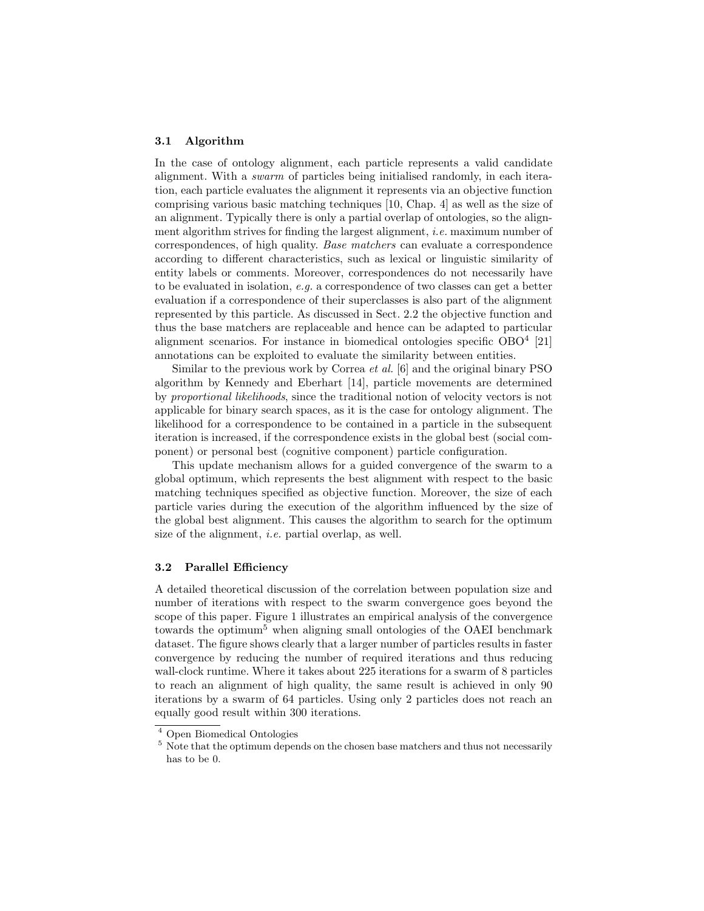### 3.1 Algorithm

In the case of ontology alignment, each particle represents a valid candidate alignment. With a *swarm* of particles being initialised randomly, in each iteration, each particle evaluates the alignment it represents via an objective function comprising various basic matching techniques [10, Chap. 4] as well as the size of an alignment. Typically there is only a partial overlap of ontologies, so the alignment algorithm strives for finding the largest alignment, *i.e.* maximum number of correspondences, of high quality. *Base matchers* can evaluate a correspondence according to different characteristics, such as lexical or linguistic similarity of entity labels or comments. Moreover, correspondences do not necessarily have to be evaluated in isolation, *e.g.* a correspondence of two classes can get a better evaluation if a correspondence of their superclasses is also part of the alignment represented by this particle. As discussed in Sect. 2.2 the objective function and thus the base matchers are replaceable and hence can be adapted to particular alignment scenarios. For instance in biomedical ontologies specific OBO[4] [21] annotations can be exploited to evaluate the similarity between entities.

Similar to the previous work by Correa *et al.* [6] and the original binary PSO algorithm by Kennedy and Eberhart [14], particle movements are determined by *proportional likelihoods*, since the traditional notion of velocity vectors is not applicable for binary search spaces, as it is the case for ontology alignment. The likelihood for a correspondence to be contained in a particle in the subsequent iteration is increased, if the correspondence exists in the global best (social component) or personal best (cognitive component) particle configuration.

This update mechanism allows for a guided convergence of the swarm to a global optimum, which represents the best alignment with respect to the basic matching techniques specified as objective function. Moreover, the size of each particle varies during the execution of the algorithm influenced by the size of the global best alignment. This causes the algorithm to search for the optimum size of the alignment, *i.e.* partial overlap, as well.

### 3.2 Parallel Efficiency

A detailed theoretical discussion of the correlation between population size and number of iterations with respect to the swarm convergence goes beyond the scope of this paper. Figure 1 illustrates an empirical analysis of the convergence towards the optimum[5] when aligning small ontologies of the OAEI benchmark dataset. The figure shows clearly that a larger number of particles results in faster convergence by reducing the number of required iterations and thus reducing wall-clock runtime. Where it takes about 225 iterations for a swarm of 8 particles to reach an alignment of high quality, the same result is achieved in only 90 iterations by a swarm of 64 particles. Using only 2 particles does not reach an equally good result within 300 iterations.

[4] Open Biomedical Ontologies

[5] Note that the optimum depends on the chosen base matchers and thus not necessarily has to be 0.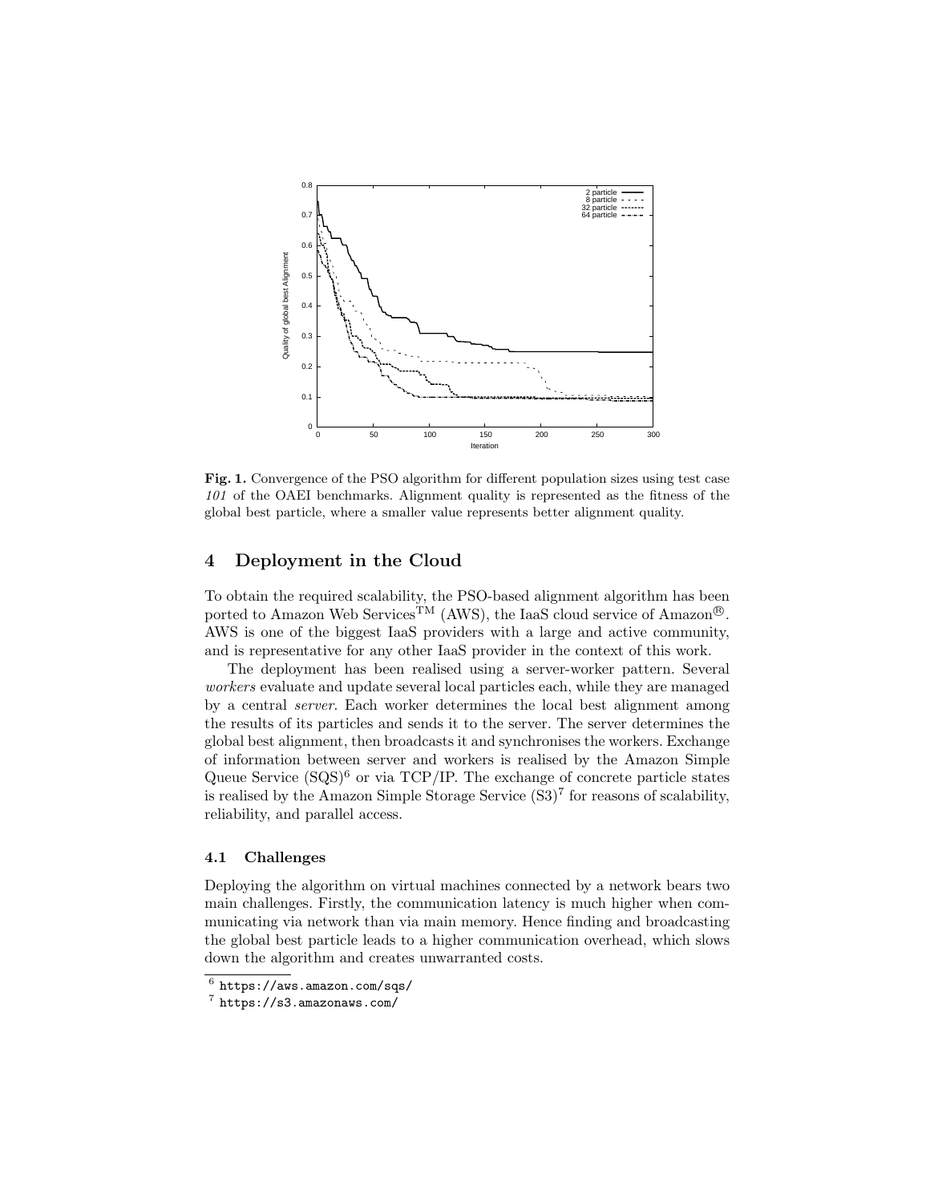**Fig. 1.** Convergence of the PSO algorithm for different population sizes using test case *101* of the OAEI benchmarks. Alignment quality is represented as the fitness of the global best particle, where a smaller value represents better alignment quality.

## 4 Deployment in the Cloud

To obtain the required scalability, the PSO-based alignment algorithm has been ported to Amazon Web Services™ (AWS), the IaaS cloud service of Amazon®. AWS is one of the biggest IaaS providers with a large and active community, and is representative for any other IaaS provider in the context of this work.

The deployment has been realised using a server-worker pattern. Several *workers* evaluate and update several local particles each, while they are managed by a central *server*. Each worker determines the local best alignment among the results of its particles and sends it to the server. The server determines the global best alignment, then broadcasts it and synchronises the workers. Exchange of information between server and workers is realised by the Amazon Simple Queue Service (SQS)[6] or via TCP/IP. The exchange of concrete particle states is realised by the Amazon Simple Storage Service (S3)[7] for reasons of scalability, reliability, and parallel access.

### 4.1 Challenges

Deploying the algorithm on virtual machines connected by a network bears two main challenges. Firstly, the communication latency is much higher when communicating via network than via main memory. Hence finding and broadcasting the global best particle leads to a higher communication overhead, which slows down the algorithm and creates unwarranted costs.

[6] `https://aws.amazon.com/sqs/`

[7] `https://s3.amazonaws.com/`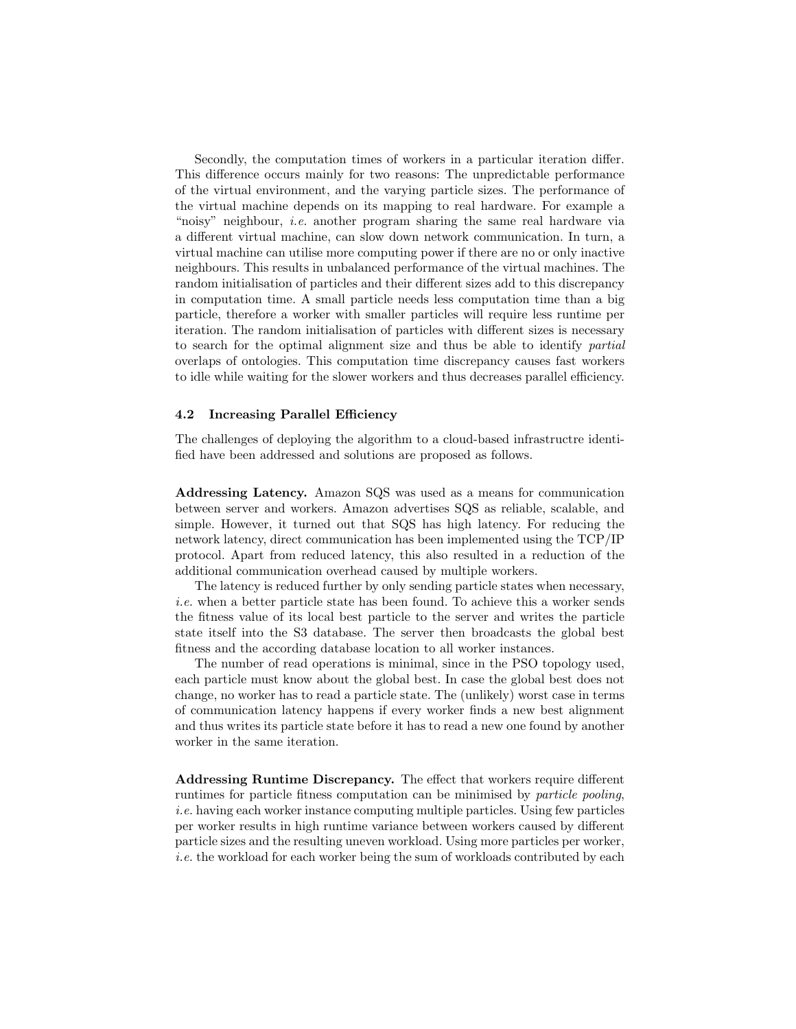Secondly, the computation times of workers in a particular iteration differ. This difference occurs mainly for two reasons: The unpredictable performance of the virtual environment, and the varying particle sizes. The performance of the virtual machine depends on its mapping to real hardware. For example a "noisy" neighbour, *i.e.* another program sharing the same real hardware via a different virtual machine, can slow down network communication. In turn, a virtual machine can utilise more computing power if there are no or only inactive neighbours. This results in unbalanced performance of the virtual machines. The random initialisation of particles and their different sizes add to this discrepancy in computation time. A small particle needs less computation time than a big particle, therefore a worker with smaller particles will require less runtime per iteration. The random initialisation of particles with different sizes is necessary to search for the optimal alignment size and thus be able to identify *partial* overlaps of ontologies. This computation time discrepancy causes fast workers to idle while waiting for the slower workers and thus decreases parallel efficiency.

### 4.2 Increasing Parallel Efficiency

The challenges of deploying the algorithm to a cloud-based infrastructre identified have been addressed and solutions are proposed as follows.

**Addressing Latency.** Amazon SQS was used as a means for communication between server and workers. Amazon advertises SQS as reliable, scalable, and simple. However, it turned out that SQS has high latency. For reducing the network latency, direct communication has been implemented using the TCP/IP protocol. Apart from reduced latency, this also resulted in a reduction of the additional communication overhead caused by multiple workers.

The latency is reduced further by only sending particle states when necessary, *i.e.* when a better particle state has been found. To achieve this a worker sends the fitness value of its local best particle to the server and writes the particle state itself into the S3 database. The server then broadcasts the global best fitness and the according database location to all worker instances.

The number of read operations is minimal, since in the PSO topology used, each particle must know about the global best. In case the global best does not change, no worker has to read a particle state. The (unlikely) worst case in terms of communication latency happens if every worker finds a new best alignment and thus writes its particle state before it has to read a new one found by another worker in the same iteration.

**Addressing Runtime Discrepancy.** The effect that workers require different runtimes for particle fitness computation can be minimised by *particle pooling*, *i.e.* having each worker instance computing multiple particles. Using few particles per worker results in high runtime variance between workers caused by different particle sizes and the resulting uneven workload. Using more particles per worker, *i.e.* the workload for each worker being the sum of workloads contributed by each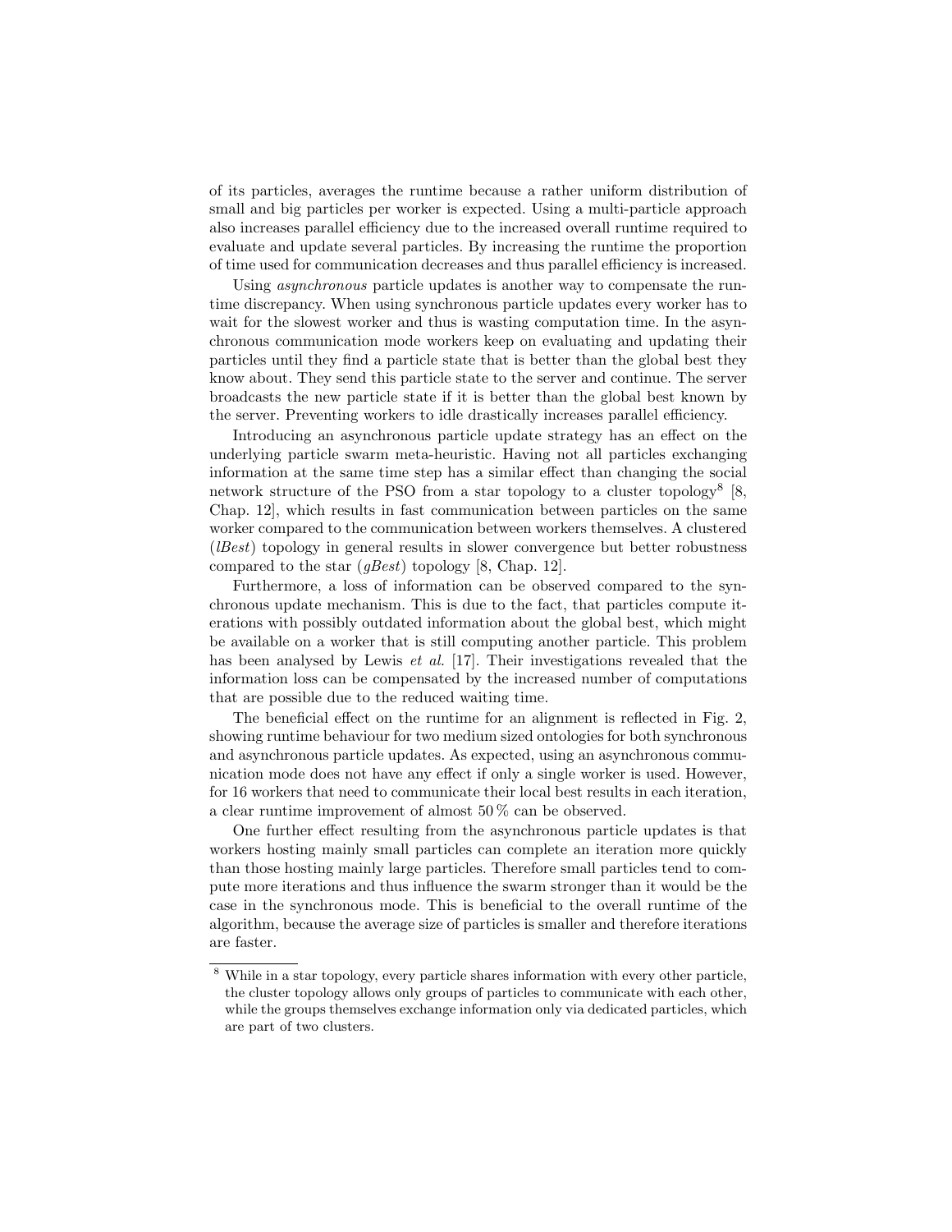of its particles, averages the runtime because a rather uniform distribution of small and big particles per worker is expected. Using a multi-particle approach also increases parallel efficiency due to the increased overall runtime required to evaluate and update several particles. By increasing the runtime the proportion of time used for communication decreases and thus parallel efficiency is increased.

Using *asynchronous* particle updates is another way to compensate the runtime discrepancy. When using synchronous particle updates every worker has to wait for the slowest worker and thus is wasting computation time. In the asynchronous communication mode workers keep on evaluating and updating their particles until they find a particle state that is better than the global best they know about. They send this particle state to the server and continue. The server broadcasts the new particle state if it is better than the global best known by the server. Preventing workers to idle drastically increases parallel efficiency.

Introducing an asynchronous particle update strategy has an effect on the underlying particle swarm meta-heuristic. Having not all particles exchanging information at the same time step has a similar effect than changing the social network structure of the PSO from a star topology to a cluster topology[8] [8, Chap. 12], which results in fast communication between particles on the same worker compared to the communication between workers themselves. A clustered (*lBest*) topology in general results in slower convergence but better robustness compared to the star (*gBest*) topology [8, Chap. 12].

Furthermore, a loss of information can be observed compared to the synchronous update mechanism. This is due to the fact, that particles compute iterations with possibly outdated information about the global best, which might be available on a worker that is still computing another particle. This problem has been analysed by Lewis *et al.* [17]. Their investigations revealed that the information loss can be compensated by the increased number of computations that are possible due to the reduced waiting time.

The beneficial effect on the runtime for an alignment is reflected in Fig. 2, showing runtime behaviour for two medium sized ontologies for both synchronous and asynchronous particle updates. As expected, using an asynchronous communication mode does not have any effect if only a single worker is used. However, for 16 workers that need to communicate their local best results in each iteration, a clear runtime improvement of almost 50 % can be observed.

One further effect resulting from the asynchronous particle updates is that workers hosting mainly small particles can complete an iteration more quickly than those hosting mainly large particles. Therefore small particles tend to compute more iterations and thus influence the swarm stronger than it would be the case in the synchronous mode. This is beneficial to the overall runtime of the algorithm, because the average size of particles is smaller and therefore iterations are faster.

[8] While in a star topology, every particle shares information with every other particle, the cluster topology allows only groups of particles to communicate with each other, while the groups themselves exchange information only via dedicated particles, which are part of two clusters.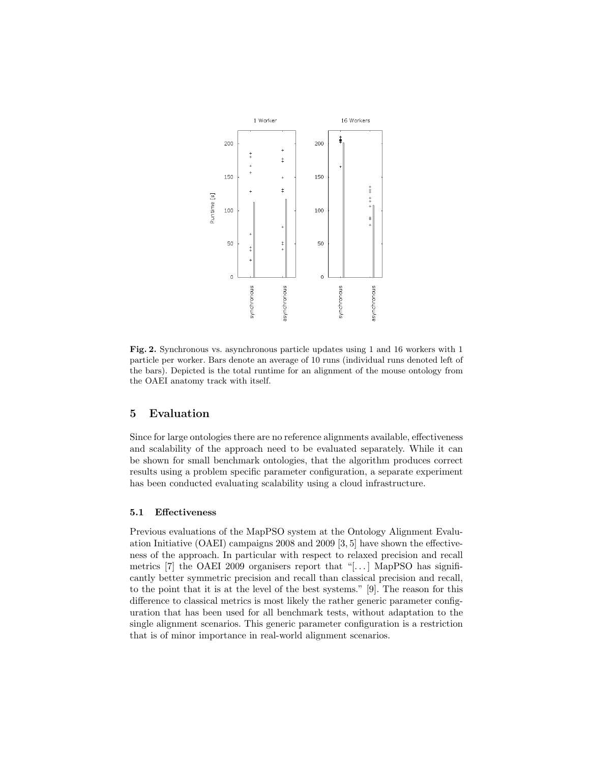**Fig. 2.** Synchronous vs. asynchronous particle updates using 1 and 16 workers with 1 particle per worker. Bars denote an average of 10 runs (individual runs denoted left of the bars). Depicted is the total runtime for an alignment of the mouse ontology from the OAEI anatomy track with itself.

## 5 Evaluation

Since for large ontologies there are no reference alignments available, effectiveness and scalability of the approach need to be evaluated separately. While it can be shown for small benchmark ontologies, that the algorithm produces correct results using a problem specific parameter configuration, a separate experiment has been conducted evaluating scalability using a cloud infrastructure.

### 5.1 Effectiveness

Previous evaluations of the MapPSO system at the Ontology Alignment Evaluation Initiative (OAEI) campaigns 2008 and 2009 [3, 5] have shown the effectiveness of the approach. In particular with respect to relaxed precision and recall metrics [7] the OAEI 2009 organisers report that "[...] MapPSO has significantly better symmetric precision and recall than classical precision and recall, to the point that it is at the level of the best systems." [9]. The reason for this difference to classical metrics is most likely the rather generic parameter configuration that has been used for all benchmark tests, without adaptation to the single alignment scenarios. This generic parameter configuration is a restriction that is of minor importance in real-world alignment scenarios.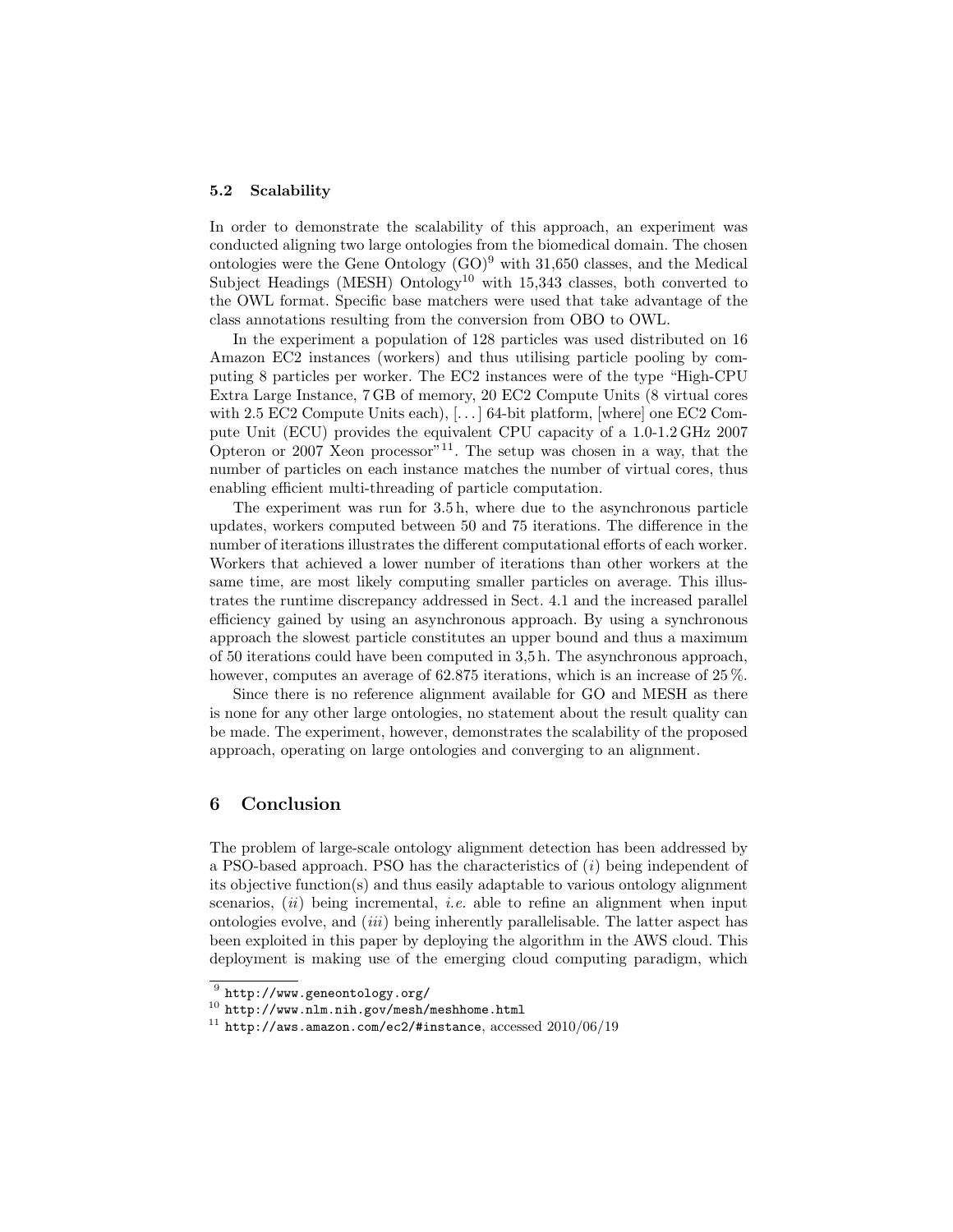### 5.2 Scalability

In order to demonstrate the scalability of this approach, an experiment was conducted aligning two large ontologies from the biomedical domain. The chosen ontologies were the Gene Ontology (GO)[9] with 31,650 classes, and the Medical Subject Headings (MESH) Ontology[10] with 15,343 classes, both converted to the OWL format. Specific base matchers were used that take advantage of the class annotations resulting from the conversion from OBO to OWL.

In the experiment a population of 128 particles was used distributed on 16 Amazon EC2 instances (workers) and thus utilising particle pooling by computing 8 particles per worker. The EC2 instances were of the type "High-CPU Extra Large Instance, 7 GB of memory, 20 EC2 Compute Units (8 virtual cores with 2.5 EC2 Compute Units each), [. . . ] 64-bit platform, [where] one EC2 Compute Unit (ECU) provides the equivalent CPU capacity of a 1.0-1.2 GHz 2007 Opteron or 2007 Xeon processor"[11]. The setup was chosen in a way, that the number of particles on each instance matches the number of virtual cores, thus enabling efficient multi-threading of particle computation.

The experiment was run for 3.5 h, where due to the asynchronous particle updates, workers computed between 50 and 75 iterations. The difference in the number of iterations illustrates the different computational efforts of each worker. Workers that achieved a lower number of iterations than other workers at the same time, are most likely computing smaller particles on average. This illustrates the runtime discrepancy addressed in Sect. 4.1 and the increased parallel efficiency gained by using an asynchronous approach. By using a synchronous approach the slowest particle constitutes an upper bound and thus a maximum of 50 iterations could have been computed in 3,5 h. The asynchronous approach, however, computes an average of 62.875 iterations, which is an increase of 25 %.

Since there is no reference alignment available for GO and MESH as there is none for any other large ontologies, no statement about the result quality can be made. The experiment, however, demonstrates the scalability of the proposed approach, operating on large ontologies and converging to an alignment.

## 6 Conclusion

The problem of large-scale ontology alignment detection has been addressed by a PSO-based approach. PSO has the characteristics of (*i*) being independent of its objective function(s) and thus easily adaptable to various ontology alignment scenarios, (*ii*) being incremental, *i.e.* able to refine an alignment when input ontologies evolve, and (*iii*) being inherently parallelisable. The latter aspect has been exploited in this paper by deploying the algorithm in the AWS cloud. This deployment is making use of the emerging cloud computing paradigm, which

---

[9] http://www.geneontology.org/

[10] http://www.nlm.nih.gov/mesh/meshhome.html

[11] http://aws.amazon.com/ec2/#instance, accessed 2010/06/19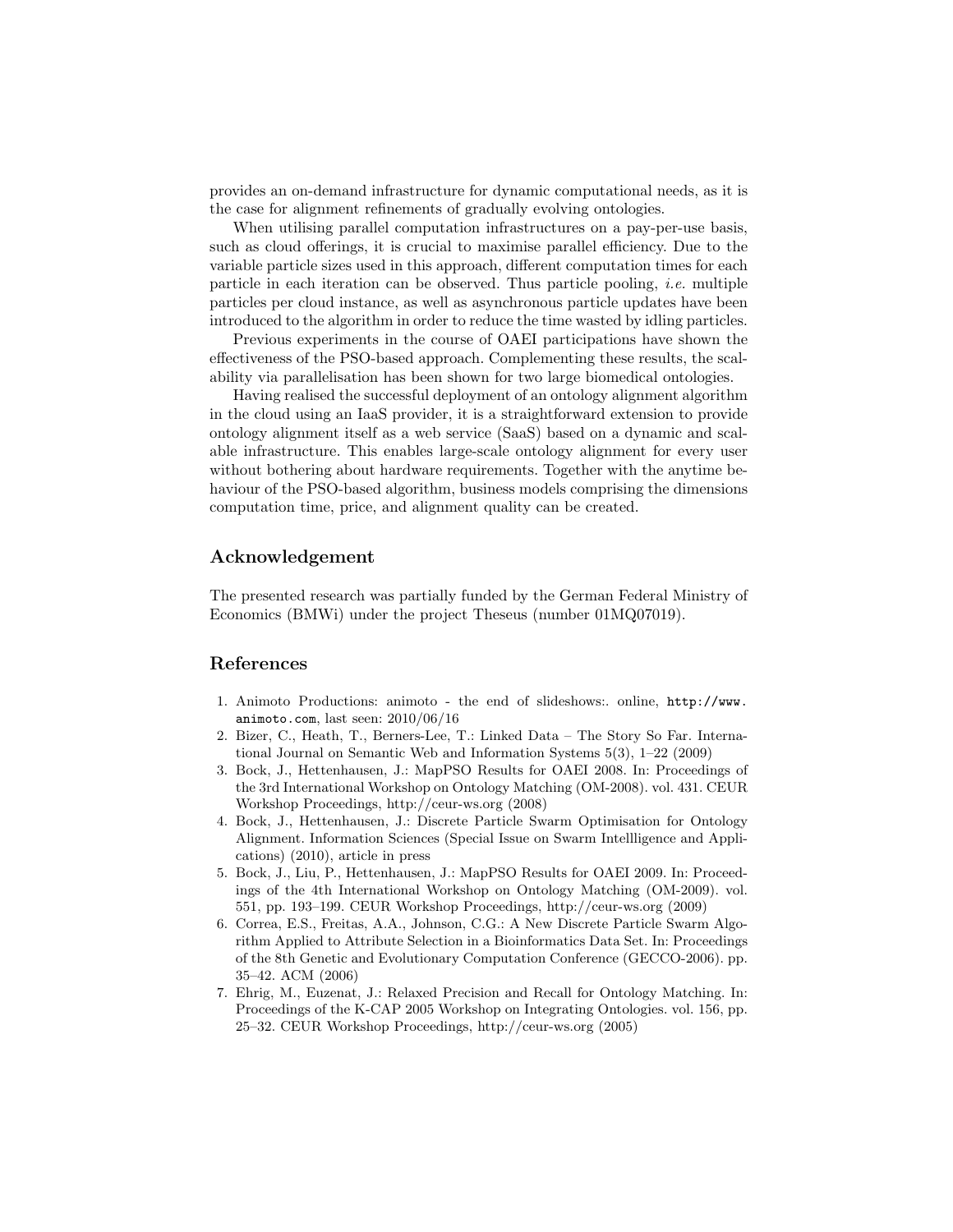provides an on-demand infrastructure for dynamic computational needs, as it is the case for alignment refinements of gradually evolving ontologies.

When utilising parallel computation infrastructures on a pay-per-use basis, such as cloud offerings, it is crucial to maximise parallel efficiency. Due to the variable particle sizes used in this approach, different computation times for each particle in each iteration can be observed. Thus particle pooling, *i.e.* multiple particles per cloud instance, as well as asynchronous particle updates have been introduced to the algorithm in order to reduce the time wasted by idling particles.

Previous experiments in the course of OAEI participations have shown the effectiveness of the PSO-based approach. Complementing these results, the scalability via parallelisation has been shown for two large biomedical ontologies.

Having realised the successful deployment of an ontology alignment algorithm in the cloud using an IaaS provider, it is a straightforward extension to provide ontology alignment itself as a web service (SaaS) based on a dynamic and scalable infrastructure. This enables large-scale ontology alignment for every user without bothering about hardware requirements. Together with the anytime behaviour of the PSO-based algorithm, business models comprising the dimensions computation time, price, and alignment quality can be created.

## Acknowledgement

The presented research was partially funded by the German Federal Ministry of Economics (BMWi) under the project Theseus (number 01MQ07019).

## References

1. Animoto Productions: animoto - the end of slideshows:. online, `http://www.animoto.com`, last seen: 2010/06/16
2. Bizer, C., Heath, T., Berners-Lee, T.: Linked Data – The Story So Far. International Journal on Semantic Web and Information Systems 5(3), 1–22 (2009)
3. Bock, J., Hettenhausen, J.: MapPSO Results for OAEI 2008. In: Proceedings of the 3rd International Workshop on Ontology Matching (OM-2008). vol. 431. CEUR Workshop Proceedings, http://ceur-ws.org (2008)
4. Bock, J., Hettenhausen, J.: Discrete Particle Swarm Optimisation for Ontology Alignment. Information Sciences (Special Issue on Swarm Intellligence and Applications) (2010), article in press
5. Bock, J., Liu, P., Hettenhausen, J.: MapPSO Results for OAEI 2009. In: Proceedings of the 4th International Workshop on Ontology Matching (OM-2009). vol. 551, pp. 193–199. CEUR Workshop Proceedings, http://ceur-ws.org (2009)
6. Correa, E.S., Freitas, A.A., Johnson, C.G.: A New Discrete Particle Swarm Algorithm Applied to Attribute Selection in a Bioinformatics Data Set. In: Proceedings of the 8th Genetic and Evolutionary Computation Conference (GECCO-2006). pp. 35–42. ACM (2006)
7. Ehrig, M., Euzenat, J.: Relaxed Precision and Recall for Ontology Matching. In: Proceedings of the K-CAP 2005 Workshop on Integrating Ontologies. vol. 156, pp. 25–32. CEUR Workshop Proceedings, http://ceur-ws.org (2005)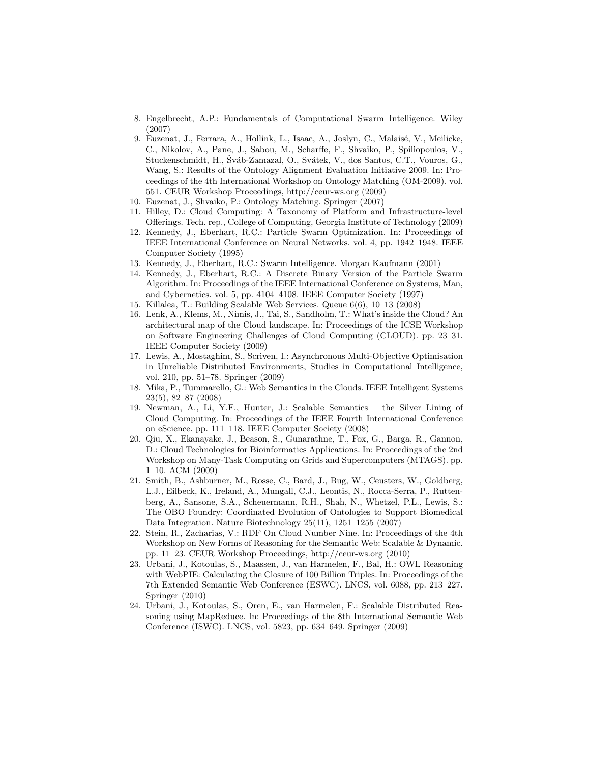8. Engelbrecht, A.P.: Fundamentals of Computational Swarm Intelligence. Wiley (2007)
9. Euzenat, J., Ferrara, A., Hollink, L., Isaac, A., Joslyn, C., Malaisé, V., Meilicke, C., Nikolov, A., Pane, J., Sabou, M., Scharffe, F., Shvaiko, P., Spiliopoulos, V., Stuckenschmidt, H., Šváb-Zamazal, O., Svátek, V., dos Santos, C.T., Vouros, G., Wang, S.: Results of the Ontology Alignment Evaluation Initiative 2009. In: Proceedings of the 4th International Workshop on Ontology Matching (OM-2009). vol. 551. CEUR Workshop Proceedings, http://ceur-ws.org (2009)
10. Euzenat, J., Shvaiko, P.: Ontology Matching. Springer (2007)
11. Hilley, D.: Cloud Computing: A Taxonomy of Platform and Infrastructure-level Offerings. Tech. rep., College of Computing, Georgia Institute of Technology (2009)
12. Kennedy, J., Eberhart, R.C.: Particle Swarm Optimization. In: Proceedings of IEEE International Conference on Neural Networks. vol. 4, pp. 1942–1948. IEEE Computer Society (1995)
13. Kennedy, J., Eberhart, R.C.: Swarm Intelligence. Morgan Kaufmann (2001)
14. Kennedy, J., Eberhart, R.C.: A Discrete Binary Version of the Particle Swarm Algorithm. In: Proceedings of the IEEE International Conference on Systems, Man, and Cybernetics. vol. 5, pp. 4104–4108. IEEE Computer Society (1997)
15. Killalea, T.: Building Scalable Web Services. Queue 6(6), 10–13 (2008)
16. Lenk, A., Klems, M., Nimis, J., Tai, S., Sandholm, T.: What's inside the Cloud? An architectural map of the Cloud landscape. In: Proceedings of the ICSE Workshop on Software Engineering Challenges of Cloud Computing (CLOUD). pp. 23–31. IEEE Computer Society (2009)
17. Lewis, A., Mostaghim, S., Scriven, I.: Asynchronous Multi-Objective Optimisation in Unreliable Distributed Environments, Studies in Computational Intelligence, vol. 210, pp. 51–78. Springer (2009)
18. Mika, P., Tummarello, G.: Web Semantics in the Clouds. IEEE Intelligent Systems 23(5), 82–87 (2008)
19. Newman, A., Li, Y.F., Hunter, J.: Scalable Semantics – the Silver Lining of Cloud Computing. In: Proceedings of the IEEE Fourth International Conference on eScience. pp. 111–118. IEEE Computer Society (2008)
20. Qiu, X., Ekanayake, J., Beason, S., Gunarathne, T., Fox, G., Barga, R., Gannon, D.: Cloud Technologies for Bioinformatics Applications. In: Proceedings of the 2nd Workshop on Many-Task Computing on Grids and Supercomputers (MTAGS). pp. 1–10. ACM (2009)
21. Smith, B., Ashburner, M., Rosse, C., Bard, J., Bug, W., Ceusters, W., Goldberg, L.J., Eilbeck, K., Ireland, A., Mungall, C.J., Leontis, N., Rocca-Serra, P., Ruttenberg, A., Sansone, S.A., Scheuermann, R.H., Shah, N., Whetzel, P.L., Lewis, S.: The OBO Foundry: Coordinated Evolution of Ontologies to Support Biomedical Data Integration. Nature Biotechnology 25(11), 1251–1255 (2007)
22. Stein, R., Zacharias, V.: RDF On Cloud Number Nine. In: Proceedings of the 4th Workshop on New Forms of Reasoning for the Semantic Web: Scalable & Dynamic. pp. 11–23. CEUR Workshop Proceedings, http://ceur-ws.org (2010)
23. Urbani, J., Kotoulas, S., Maassen, J., van Harmelen, F., Bal, H.: OWL Reasoning with WebPIE: Calculating the Closure of 100 Billion Triples. In: Proceedings of the 7th Extended Semantic Web Conference (ESWC). LNCS, vol. 6088, pp. 213–227. Springer (2010)
24. Urbani, J., Kotoulas, S., Oren, E., van Harmelen, F.: Scalable Distributed Reasoning using MapReduce. In: Proceedings of the 8th International Semantic Web Conference (ISWC). LNCS, vol. 5823, pp. 634–649. Springer (2009)